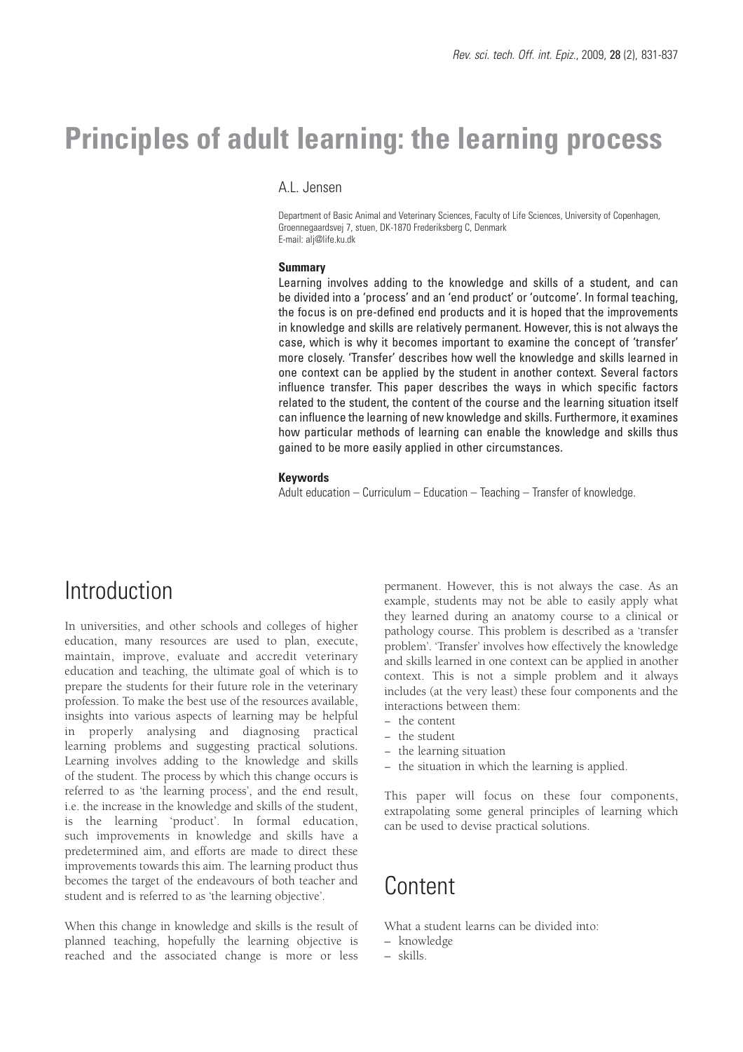# Principles of adult learning: the learning process

A.L. Jensen

Department of Basic Animal and Veterinary Sciences, Faculty of Life Sciences, University of Copenhagen, Groennegaardsvej 7, stuen, DK-1870 Frederiksberg C, Denmark
E-mail: alj@life.ku.dk

**Summary**

Learning involves adding to the knowledge and skills of a student, and can be divided into a 'process' and an 'end product' or 'outcome'. In formal teaching, the focus is on pre-defined end products and it is hoped that the improvements in knowledge and skills are relatively permanent. However, this is not always the case, which is why it becomes important to examine the concept of 'transfer' more closely. 'Transfer' describes how well the knowledge and skills learned in one context can be applied by the student in another context. Several factors influence transfer. This paper describes the ways in which specific factors related to the student, the content of the course and the learning situation itself can influence the learning of new knowledge and skills. Furthermore, it examines how particular methods of learning can enable the knowledge and skills thus gained to be more easily applied in other circumstances.

**Keywords**

Adult education – Curriculum – Education – Teaching – Transfer of knowledge.

## Introduction

In universities, and other schools and colleges of higher education, many resources are used to plan, execute, maintain, improve, evaluate and accredit veterinary education and teaching, the ultimate goal of which is to prepare the students for their future role in the veterinary profession. To make the best use of the resources available, insights into various aspects of learning may be helpful in properly analysing and diagnosing practical learning problems and suggesting practical solutions. Learning involves adding to the knowledge and skills of the student. The process by which this change occurs is referred to as 'the learning process', and the end result, i.e. the increase in the knowledge and skills of the student, is the learning 'product'. In formal education, such improvements in knowledge and skills have a predetermined aim, and efforts are made to direct these improvements towards this aim. The learning product thus becomes the target of the endeavours of both teacher and student and is referred to as 'the learning objective'.

When this change in knowledge and skills is the result of planned teaching, hopefully the learning objective is reached and the associated change is more or less permanent. However, this is not always the case. As an example, students may not be able to easily apply what they learned during an anatomy course to a clinical or pathology course. This problem is described as a 'transfer problem'. 'Transfer' involves how effectively the knowledge and skills learned in one context can be applied in another context. This is not a simple problem and it always includes (at the very least) these four components and the interactions between them:

– the content
– the student
– the learning situation
– the situation in which the learning is applied.

This paper will focus on these four components, extrapolating some general principles of learning which can be used to devise practical solutions.

## Content

What a student learns can be divided into:

– knowledge
– skills.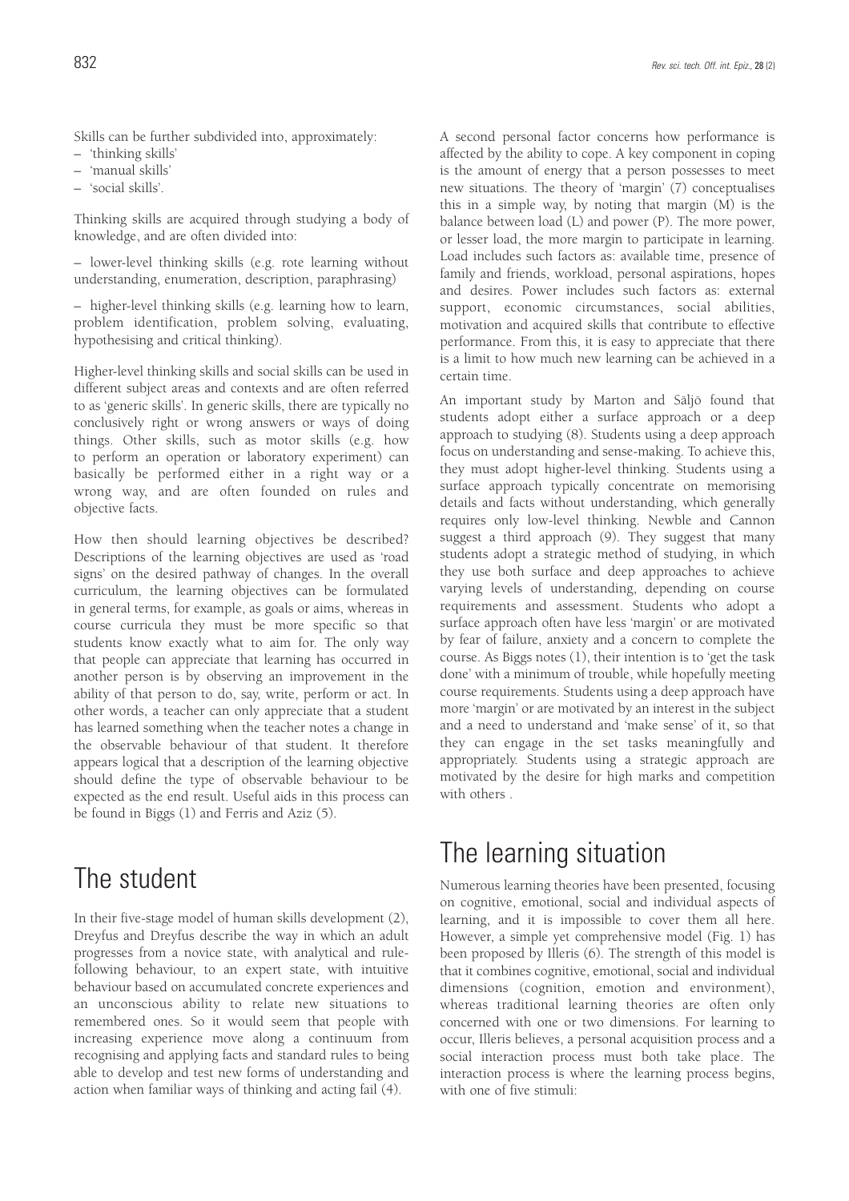Skills can be further subdivided into, approximately:

– 'thinking skills'
– 'manual skills'
– 'social skills'.

Thinking skills are acquired through studying a body of knowledge, and are often divided into:

– lower-level thinking skills (e.g. rote learning without understanding, enumeration, description, paraphrasing)

– higher-level thinking skills (e.g. learning how to learn, problem identification, problem solving, evaluating, hypothesising and critical thinking).

Higher-level thinking skills and social skills can be used in different subject areas and contexts and are often referred to as 'generic skills'. In generic skills, there are typically no conclusively right or wrong answers or ways of doing things. Other skills, such as motor skills (e.g. how to perform an operation or laboratory experiment) can basically be performed either in a right way or a wrong way, and are often founded on rules and objective facts.

How then should learning objectives be described? Descriptions of the learning objectives are used as 'road signs' on the desired pathway of changes. In the overall curriculum, the learning objectives can be formulated in general terms, for example, as goals or aims, whereas in course curricula they must be more specific so that students know exactly what to aim for. The only way that people can appreciate that learning has occurred in another person is by observing an improvement in the ability of that person to do, say, write, perform or act. In other words, a teacher can only appreciate that a student has learned something when the teacher notes a change in the observable behaviour of that student. It therefore appears logical that a description of the learning objective should define the type of observable behaviour to be expected as the end result. Useful aids in this process can be found in Biggs (1) and Ferris and Aziz (5).

# The student

In their five-stage model of human skills development (2), Dreyfus and Dreyfus describe the way in which an adult progresses from a novice state, with analytical and rule-following behaviour, to an expert state, with intuitive behaviour based on accumulated concrete experiences and an unconscious ability to relate new situations to remembered ones. So it would seem that people with increasing experience move along a continuum from recognising and applying facts and standard rules to being able to develop and test new forms of understanding and action when familiar ways of thinking and acting fail (4).

A second personal factor concerns how performance is affected by the ability to cope. A key component in coping is the amount of energy that a person possesses to meet new situations. The theory of 'margin' (7) conceptualises this in a simple way, by noting that margin (M) is the balance between load (L) and power (P). The more power, or lesser load, the more margin to participate in learning. Load includes such factors as: available time, presence of family and friends, workload, personal aspirations, hopes and desires. Power includes such factors as: external support, economic circumstances, social abilities, motivation and acquired skills that contribute to effective performance. From this, it is easy to appreciate that there is a limit to how much new learning can be achieved in a certain time.

An important study by Marton and Säljö found that students adopt either a surface approach or a deep approach to studying (8). Students using a deep approach focus on understanding and sense-making. To achieve this, they must adopt higher-level thinking. Students using a surface approach typically concentrate on memorising details and facts without understanding, which generally requires only low-level thinking. Newble and Cannon suggest a third approach (9). They suggest that many students adopt a strategic method of studying, in which they use both surface and deep approaches to achieve varying levels of understanding, depending on course requirements and assessment. Students who adopt a surface approach often have less 'margin' or are motivated by fear of failure, anxiety and a concern to complete the course. As Biggs notes (1), their intention is to 'get the task done' with a minimum of trouble, while hopefully meeting course requirements. Students using a deep approach have more 'margin' or are motivated by an interest in the subject and a need to understand and 'make sense' of it, so that they can engage in the set tasks meaningfully and appropriately. Students using a strategic approach are motivated by the desire for high marks and competition with others .

# The learning situation

Numerous learning theories have been presented, focusing on cognitive, emotional, social and individual aspects of learning, and it is impossible to cover them all here. However, a simple yet comprehensive model (Fig. 1) has been proposed by Illeris (6). The strength of this model is that it combines cognitive, emotional, social and individual dimensions (cognition, emotion and environment), whereas traditional learning theories are often only concerned with one or two dimensions. For learning to occur, Illeris believes, a personal acquisition process and a social interaction process must both take place. The interaction process is where the learning process begins, with one of five stimuli: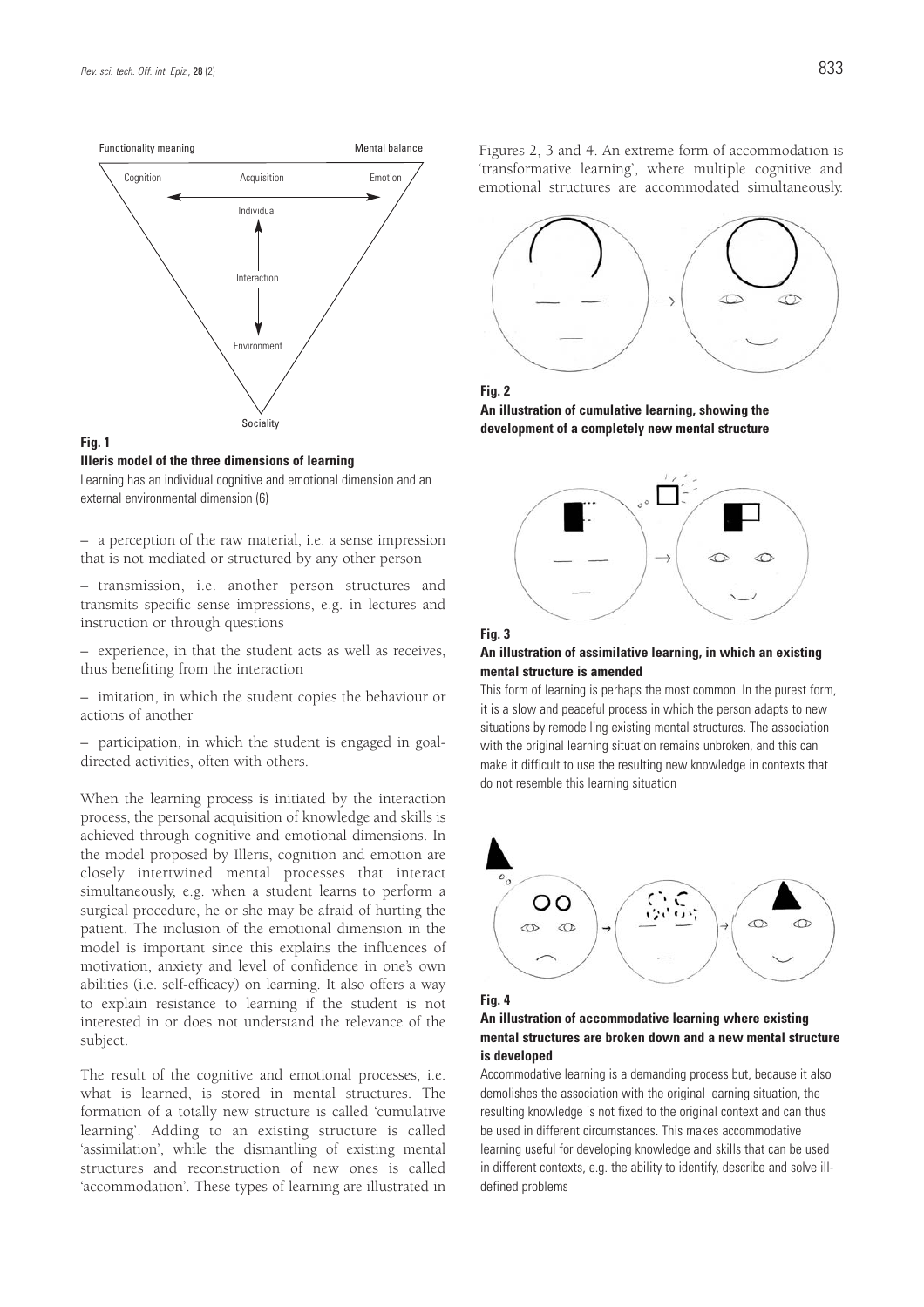Functionality meaning | Mental balance

Cognition — Acquisition — Emotion

Individual

Interaction

Environment

Sociality

**Fig. 1**

**Illeris model of the three dimensions of learning**

Learning has an individual cognitive and emotional dimension and an external environmental dimension (6)

– a perception of the raw material, i.e. a sense impression that is not mediated or structured by any other person

– transmission, i.e. another person structures and transmits specific sense impressions, e.g. in lectures and instruction or through questions

– experience, in that the student acts as well as receives, thus benefiting from the interaction

– imitation, in which the student copies the behaviour or actions of another

– participation, in which the student is engaged in goal-directed activities, often with others.

When the learning process is initiated by the interaction process, the personal acquisition of knowledge and skills is achieved through cognitive and emotional dimensions. In the model proposed by Illeris, cognition and emotion are closely intertwined mental processes that interact simultaneously, e.g. when a student learns to perform a surgical procedure, he or she may be afraid of hurting the patient. The inclusion of the emotional dimension in the model is important since this explains the influences of motivation, anxiety and level of confidence in one's own abilities (i.e. self-efficacy) on learning. It also offers a way to explain resistance to learning if the student is not interested in or does not understand the relevance of the subject.

The result of the cognitive and emotional processes, i.e. what is learned, is stored in mental structures. The formation of a totally new structure is called 'cumulative learning'. Adding to an existing structure is called 'assimilation', while the dismantling of existing mental structures and reconstruction of new ones is called 'accommodation'. These types of learning are illustrated in Figures 2, 3 and 4. An extreme form of accommodation is 'transformative learning', where multiple cognitive and emotional structures are accommodated simultaneously.

**Fig. 2**

**An illustration of cumulative learning, showing the development of a completely new mental structure**

**Fig. 3**

**An illustration of assimilative learning, in which an existing mental structure is amended**

This form of learning is perhaps the most common. In the purest form, it is a slow and peaceful process in which the person adapts to new situations by remodelling existing mental structures. The association with the original learning situation remains unbroken, and this can make it difficult to use the resulting new knowledge in contexts that do not resemble this learning situation

**Fig. 4**

**An illustration of accommodative learning where existing mental structures are broken down and a new mental structure is developed**

Accommodative learning is a demanding process but, because it also demolishes the association with the original learning situation, the resulting knowledge is not fixed to the original context and can thus be used in different circumstances. This makes accommodative learning useful for developing knowledge and skills that can be used in different contexts, e.g. the ability to identify, describe and solve ill-defined problems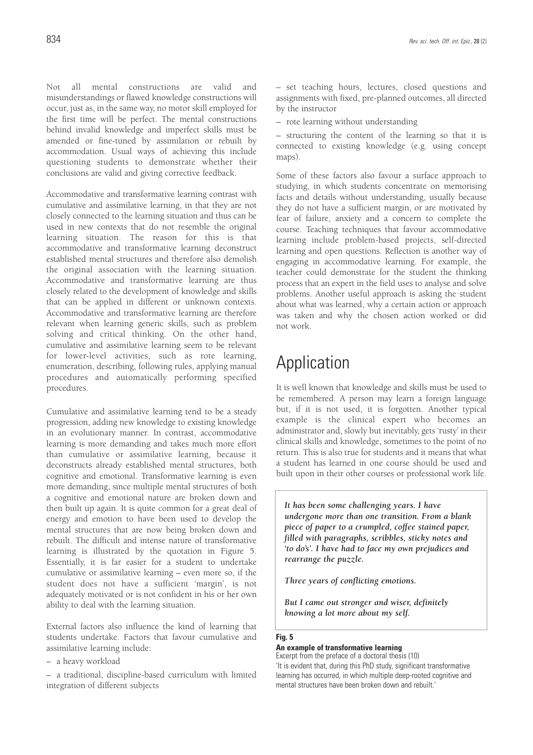Not all mental constructions are valid and misunderstandings or flawed knowledge constructions will occur, just as, in the same way, no motor skill employed for the first time will be perfect. The mental constructions behind invalid knowledge and imperfect skills must be amended or fine-tuned by assimilation or rebuilt by accommodation. Usual ways of achieving this include questioning students to demonstrate whether their conclusions are valid and giving corrective feedback.

Accommodative and transformative learning contrast with cumulative and assimilative learning, in that they are not closely connected to the learning situation and thus can be used in new contexts that do not resemble the original learning situation. The reason for this is that accommodative and transformative learning deconstruct established mental structures and therefore also demolish the original association with the learning situation. Accommodative and transformative learning are thus closely related to the development of knowledge and skills that can be applied in different or unknown contexts. Accommodative and transformative learning are therefore relevant when learning generic skills, such as problem solving and critical thinking. On the other hand, cumulative and assimilative learning seem to be relevant for lower-level activities, such as rote learning, enumeration, describing, following rules, applying manual procedures and automatically performing specified procedures.

Cumulative and assimilative learning tend to be a steady progression, adding new knowledge to existing knowledge in an evolutionary manner. In contrast, accommodative learning is more demanding and takes much more effort than cumulative or assimilative learning, because it deconstructs already established mental structures, both cognitive and emotional. Transformative learning is even more demanding, since multiple mental structures of both a cognitive and emotional nature are broken down and then built up again. It is quite common for a great deal of energy and emotion to have been used to develop the mental structures that are now being broken down and rebuilt. The difficult and intense nature of transformative learning is illustrated by the quotation in Figure 5. Essentially, it is far easier for a student to undertake cumulative or assimilative learning – even more so, if the student does not have a sufficient 'margin', is not adequately motivated or is not confident in his or her own ability to deal with the learning situation.

External factors also influence the kind of learning that students undertake. Factors that favour cumulative and assimilative learning include:

– a heavy workload

– a traditional, discipline-based curriculum with limited integration of different subjects

– set teaching hours, lectures, closed questions and assignments with fixed, pre-planned outcomes, all directed by the instructor

– rote learning without understanding

– structuring the content of the learning so that it is connected to existing knowledge (e.g. using concept maps).

Some of these factors also favour a surface approach to studying, in which students concentrate on memorising facts and details without understanding, usually because they do not have a sufficient margin, or are motivated by fear of failure, anxiety and a concern to complete the course. Teaching techniques that favour accommodative learning include problem-based projects, self-directed learning and open questions. Reflection is another way of engaging in accommodative learning. For example, the teacher could demonstrate for the student the thinking process that an expert in the field uses to analyse and solve problems. Another useful approach is asking the student about what was learned, why a certain action or approach was taken and why the chosen action worked or did not work.

# Application

It is well known that knowledge and skills must be used to be remembered. A person may learn a foreign language but, if it is not used, it is forgotten. Another typical example is the clinical expert who becomes an administrator and, slowly but inevitably, gets 'rusty' in their clinical skills and knowledge, sometimes to the point of no return. This is also true for students and it means that what a student has learned in one course should be used and built upon in their other courses or professional work life.

> ***It has been some challenging years. I have undergone more than one transition. From a blank piece of paper to a crumpled, coffee stained paper, filled with paragraphs, scribbles, sticky notes and 'to do's'. I have had to face my own prejudices and rearrange the puzzle.***
>
> ***Three years of conflicting emotions.***
>
> ***But I came out stronger and wiser, definitely knowing a lot more about my self.***

**Fig. 5**
**An example of transformative learning**
Excerpt from the preface of a doctoral thesis (10)
'It is evident that, during this PhD study, significant transformative learning has occurred, in which multiple deep-rooted cognitive and mental structures have been broken down and rebuilt.'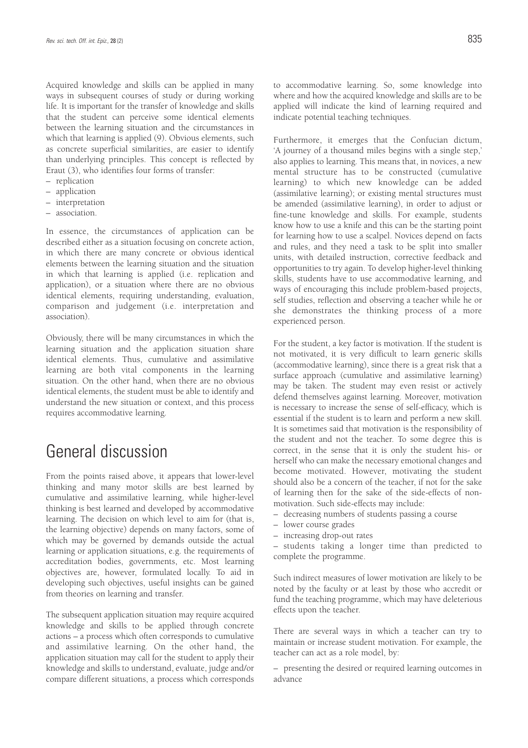Acquired knowledge and skills can be applied in many ways in subsequent courses of study or during working life. It is important for the transfer of knowledge and skills that the student can perceive some identical elements between the learning situation and the circumstances in which that learning is applied (9). Obvious elements, such as concrete superficial similarities, are easier to identify than underlying principles. This concept is reflected by Eraut (3), who identifies four forms of transfer:

– replication
– application
– interpretation
– association.

In essence, the circumstances of application can be described either as a situation focusing on concrete action, in which there are many concrete or obvious identical elements between the learning situation and the situation in which that learning is applied (i.e. replication and application), or a situation where there are no obvious identical elements, requiring understanding, evaluation, comparison and judgement (i.e. interpretation and association).

Obviously, there will be many circumstances in which the learning situation and the application situation share identical elements. Thus, cumulative and assimilative learning are both vital components in the learning situation. On the other hand, when there are no obvious identical elements, the student must be able to identify and understand the new situation or context, and this process requires accommodative learning.

# General discussion

From the points raised above, it appears that lower-level thinking and many motor skills are best learned by cumulative and assimilative learning, while higher-level thinking is best learned and developed by accommodative learning. The decision on which level to aim for (that is, the learning objective) depends on many factors, some of which may be governed by demands outside the actual learning or application situations, e.g. the requirements of accreditation bodies, governments, etc. Most learning objectives are, however, formulated locally. To aid in developing such objectives, useful insights can be gained from theories on learning and transfer.

The subsequent application situation may require acquired knowledge and skills to be applied through concrete actions – a process which often corresponds to cumulative and assimilative learning. On the other hand, the application situation may call for the student to apply their knowledge and skills to understand, evaluate, judge and/or compare different situations, a process which corresponds to accommodative learning. So, some knowledge into where and how the acquired knowledge and skills are to be applied will indicate the kind of learning required and indicate potential teaching techniques.

Furthermore, it emerges that the Confucian dictum, 'A journey of a thousand miles begins with a single step,' also applies to learning. This means that, in novices, a new mental structure has to be constructed (cumulative learning) to which new knowledge can be added (assimilative learning); or existing mental structures must be amended (assimilative learning), in order to adjust or fine-tune knowledge and skills. For example, students know how to use a knife and this can be the starting point for learning how to use a scalpel. Novices depend on facts and rules, and they need a task to be split into smaller units, with detailed instruction, corrective feedback and opportunities to try again. To develop higher-level thinking skills, students have to use accommodative learning, and ways of encouraging this include problem-based projects, self studies, reflection and observing a teacher while he or she demonstrates the thinking process of a more experienced person.

For the student, a key factor is motivation. If the student is not motivated, it is very difficult to learn generic skills (accommodative learning), since there is a great risk that a surface approach (cumulative and assimilative learning) may be taken. The student may even resist or actively defend themselves against learning. Moreover, motivation is necessary to increase the sense of self-efficacy, which is essential if the student is to learn and perform a new skill. It is sometimes said that motivation is the responsibility of the student and not the teacher. To some degree this is correct, in the sense that it is only the student his- or herself who can make the necessary emotional changes and become motivated. However, motivating the student should also be a concern of the teacher, if not for the sake of learning then for the sake of the side-effects of non-motivation. Such side-effects may include:

– decreasing numbers of students passing a course
– lower course grades
– increasing drop-out rates
– students taking a longer time than predicted to complete the programme.

Such indirect measures of lower motivation are likely to be noted by the faculty or at least by those who accredit or fund the teaching programme, which may have deleterious effects upon the teacher.

There are several ways in which a teacher can try to maintain or increase student motivation. For example, the teacher can act as a role model, by:

– presenting the desired or required learning outcomes in advance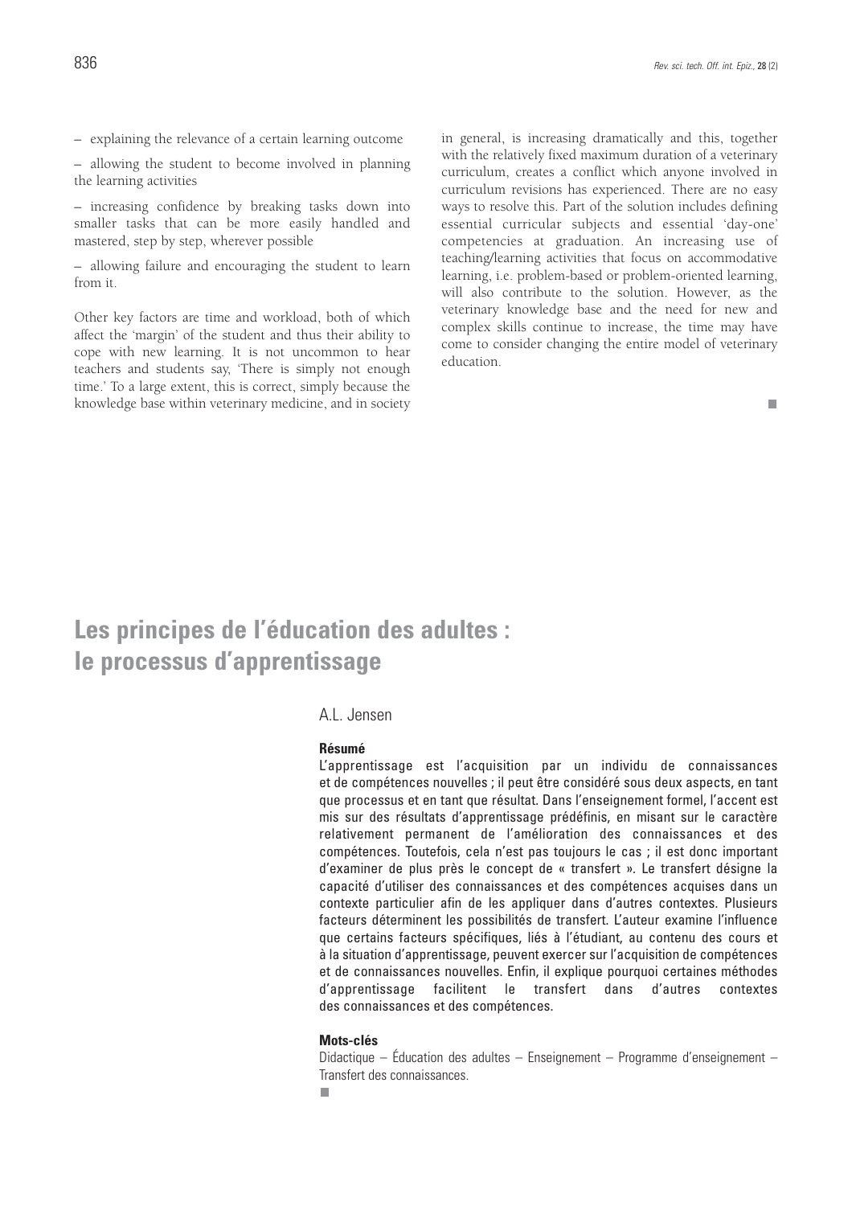– explaining the relevance of a certain learning outcome

– allowing the student to become involved in planning the learning activities

– increasing confidence by breaking tasks down into smaller tasks that can be more easily handled and mastered, step by step, wherever possible

– allowing failure and encouraging the student to learn from it.

Other key factors are time and workload, both of which affect the 'margin' of the student and thus their ability to cope with new learning. It is not uncommon to hear teachers and students say, 'There is simply not enough time.' To a large extent, this is correct, simply because the knowledge base within veterinary medicine, and in society in general, is increasing dramatically and this, together with the relatively fixed maximum duration of a veterinary curriculum, creates a conflict which anyone involved in curriculum revisions has experienced. There are no easy ways to resolve this. Part of the solution includes defining essential curricular subjects and essential 'day-one' competencies at graduation. An increasing use of teaching/learning activities that focus on accommodative learning, i.e. problem-based or problem-oriented learning, will also contribute to the solution. However, as the veterinary knowledge base and the need for new and complex skills continue to increase, the time may have come to consider changing the entire model of veterinary education.

# Les principes de l'éducation des adultes : le processus d'apprentissage

A.L. Jensen

**Résumé**

L'apprentissage est l'acquisition par un individu de connaissances et de compétences nouvelles ; il peut être considéré sous deux aspects, en tant que processus et en tant que résultat. Dans l'enseignement formel, l'accent est mis sur des résultats d'apprentissage prédéfinis, en misant sur le caractère relativement permanent de l'amélioration des connaissances et des compétences. Toutefois, cela n'est pas toujours le cas ; il est donc important d'examiner de plus près le concept de « transfert ». Le transfert désigne la capacité d'utiliser des connaissances et des compétences acquises dans un contexte particulier afin de les appliquer dans d'autres contextes. Plusieurs facteurs déterminent les possibilités de transfert. L'auteur examine l'influence que certains facteurs spécifiques, liés à l'étudiant, au contenu des cours et à la situation d'apprentissage, peuvent exercer sur l'acquisition de compétences et de connaissances nouvelles. Enfin, il explique pourquoi certaines méthodes d'apprentissage facilitent le transfert dans d'autres contextes des connaissances et des compétences.

**Mots-clés**

Didactique – Éducation des adultes – Enseignement – Programme d'enseignement – Transfert des connaissances.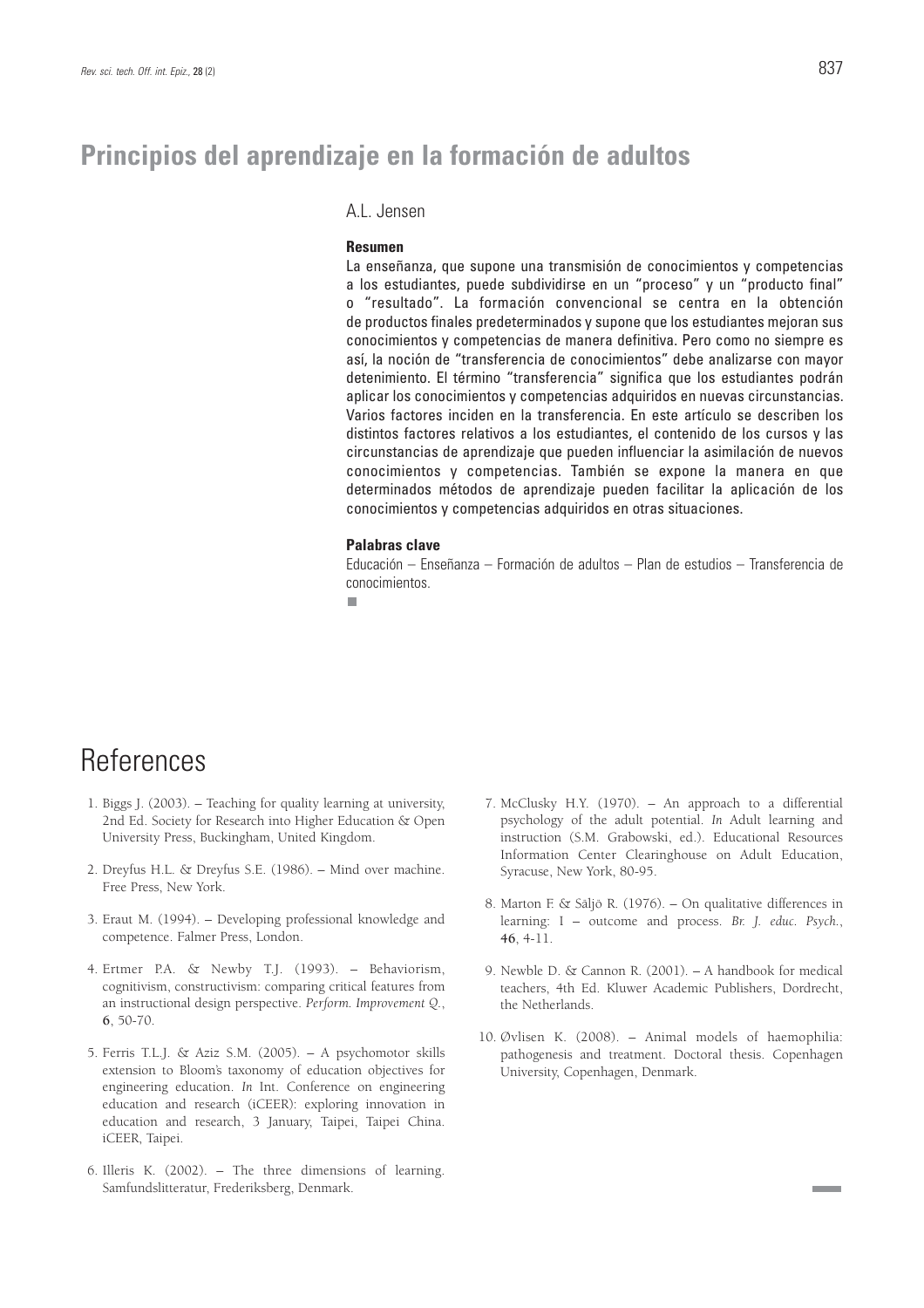# Principios del aprendizaje en la formación de adultos

A.L. Jensen

**Resumen**

La enseñanza, que supone una transmisión de conocimientos y competencias a los estudiantes, puede subdividirse en un "proceso" y un "producto final" o "resultado". La formación convencional se centra en la obtención de productos finales predeterminados y supone que los estudiantes mejoran sus conocimientos y competencias de manera definitiva. Pero como no siempre es así, la noción de "transferencia de conocimientos" debe analizarse con mayor detenimiento. El término "transferencia" significa que los estudiantes podrán aplicar los conocimientos y competencias adquiridos en nuevas circunstancias. Varios factores inciden en la transferencia. En este artículo se describen los distintos factores relativos a los estudiantes, el contenido de los cursos y las circunstancias de aprendizaje que pueden influenciar la asimilación de nuevos conocimientos y competencias. También se expone la manera en que determinados métodos de aprendizaje pueden facilitar la aplicación de los conocimientos y competencias adquiridos en otras situaciones.

**Palabras clave**

Educación – Enseñanza – Formación de adultos – Plan de estudios – Transferencia de conocimientos.

# References

1. Biggs J. (2003). – Teaching for quality learning at university, 2nd Ed. Society for Research into Higher Education & Open University Press, Buckingham, United Kingdom.

2. Dreyfus H.L. & Dreyfus S.E. (1986). – Mind over machine. Free Press, New York.

3. Eraut M. (1994). – Developing professional knowledge and competence. Falmer Press, London.

4. Ertmer P.A. & Newby T.J. (1993). – Behaviorism, cognitivism, constructivism: comparing critical features from an instructional design perspective. *Perform. Improvement Q.*, **6**, 50-70.

5. Ferris T.L.J. & Aziz S.M. (2005). – A psychomotor skills extension to Bloom's taxonomy of education objectives for engineering education. *In* Int. Conference on engineering education and research (iCEER): exploring innovation in education and research, 3 January, Taipei, Taipei China. iCEER, Taipei.

6. Illeris K. (2002). – The three dimensions of learning. Samfundslitteratur, Frederiksberg, Denmark.

7. McClusky H.Y. (1970). – An approach to a differential psychology of the adult potential. *In* Adult learning and instruction (S.M. Grabowski, ed.). Educational Resources Information Center Clearinghouse on Adult Education, Syracuse, New York, 80-95.

8. Marton F. & Säljö R. (1976). – On qualitative differences in learning: I – outcome and process. *Br. J. educ. Psych.*, **46**, 4-11.

9. Newble D. & Cannon R. (2001). – A handbook for medical teachers, 4th Ed. Kluwer Academic Publishers, Dordrecht, the Netherlands.

10. Øvlisen K. (2008). – Animal models of haemophilia: pathogenesis and treatment. Doctoral thesis. Copenhagen University, Copenhagen, Denmark.